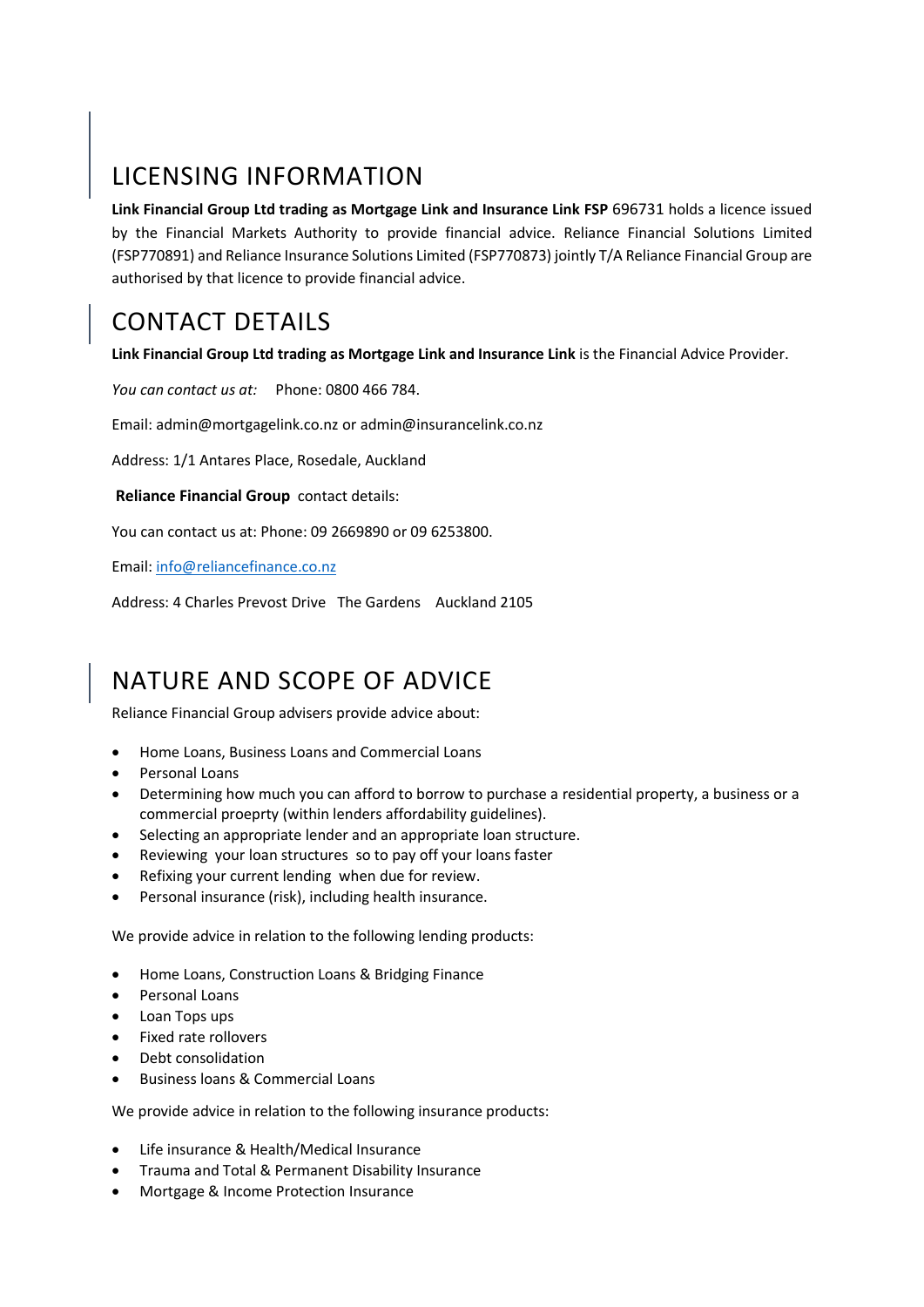## LICENSING INFORMATION

**Link Financial Group Ltd trading as Mortgage Link and Insurance Link FSP** 696731 holds a licence issued by the Financial Markets Authority to provide financial advice. Reliance Financial Solutions Limited (FSP770891) and Reliance Insurance Solutions Limited (FSP770873) jointly T/A Reliance Financial Group are authorised by that licence to provide financial advice.

## CONTACT DETAILS

**Link Financial Group Ltd trading as Mortgage Link and Insurance Link** is the Financial Advice Provider.

*You can contact us at:* Phone: 0800 466 784.

Email: admin@mortgagelink.co.nz or admin@insurancelink.co.nz

Address: 1/1 Antares Place, Rosedale, Auckland

**Reliance Financial Group** contact details:

You can contact us at: Phone: 09 2669890 or 09 6253800.

Email: info@reliancefinance.co.nz

Address: 4 Charles Prevost Drive The Gardens Auckland 2105

## NATURE AND SCOPE OF ADVICE

Reliance Financial Group advisers provide advice about:

- Home Loans, Business Loans and Commercial Loans
- Personal Loans
- Determining how much you can afford to borrow to purchase a residential property, a business or a commercial proeprty (within lenders affordability guidelines).
- Selecting an appropriate lender and an appropriate loan structure.
- Reviewing your loan structures so to pay off your loans faster
- Refixing your current lending when due for review.
- Personal insurance (risk), including health insurance.

We provide advice in relation to the following lending products:

- Home Loans, Construction Loans & Bridging Finance
- Personal Loans
- Loan Tops ups
- Fixed rate rollovers
- Debt consolidation
- Business loans & Commercial Loans

We provide advice in relation to the following insurance products:

- Life insurance & Health/Medical Insurance
- Trauma and Total & Permanent Disability Insurance
- Mortgage & Income Protection Insurance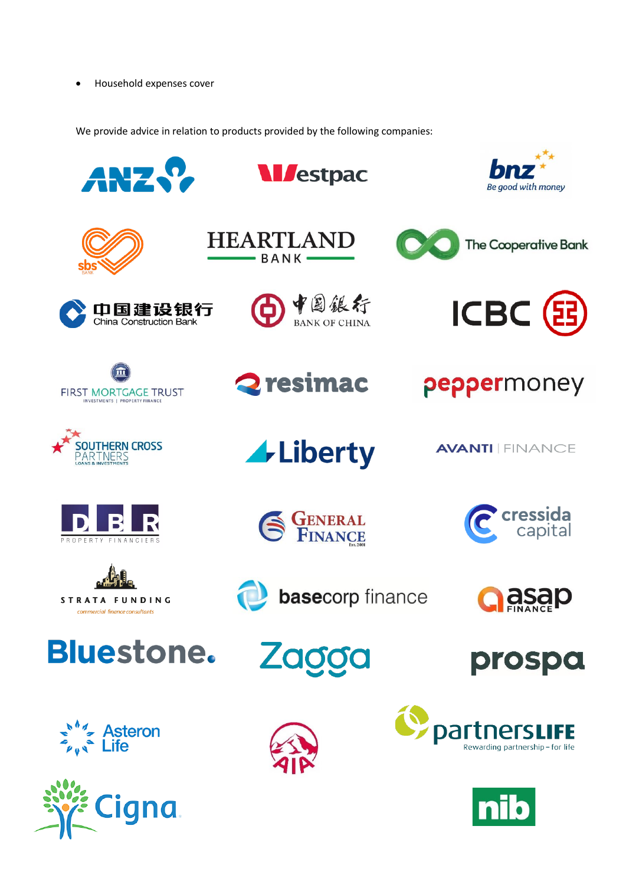- Household expenses cover

We provide advice in relation to products provided by the following companies: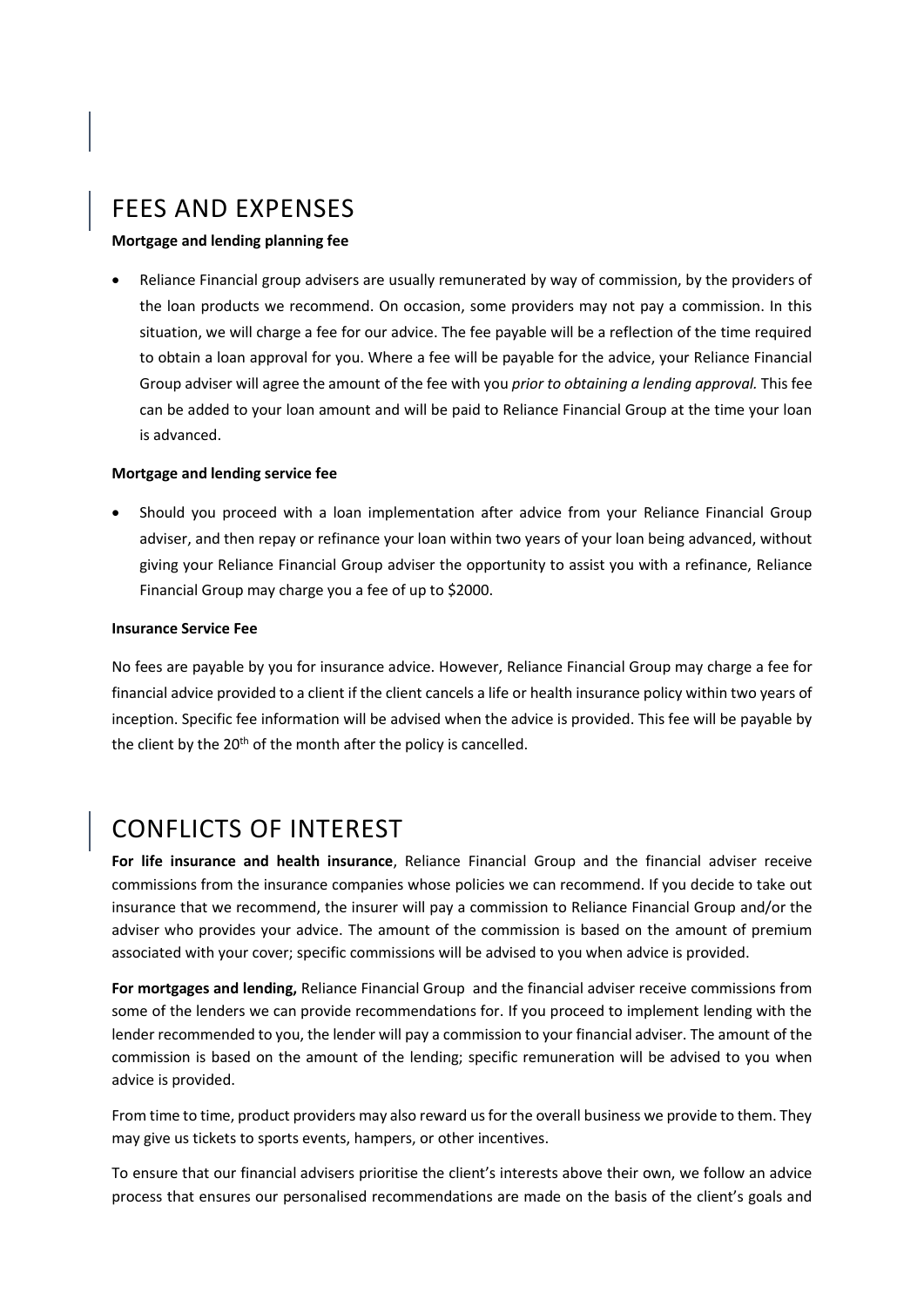# FEES AND EXPENSES

**Mortgage and lending planning fee**

- Reliance Financial group advisers are usually remunerated by way of commission, by the providers of the loan products we recommend. On occasion, some providers may not pay a commission. In this situation, we will charge a fee for our advice. The fee payable will be a reflection of the time required to obtain a loan approval for you. Where a fee will be payable for the advice, your Reliance Financial Group adviser will agree the amount of the fee with you *prior to obtaining a lending approval.* This fee can be added to your loan amount and will be paid to Reliance Financial Group at the time your loan is advanced.

**Mortgage and lending service fee**

- Should you proceed with a loan implementation after advice from your Reliance Financial Group adviser, and then repay or refinance your loan within two years of your loan being advanced, without giving your Reliance Financial Group adviser the opportunity to assist you with a refinance, Reliance Financial Group may charge you a fee of up to $2000.

**Insurance Service Fee**

No fees are payable by you for insurance advice. However, Reliance Financial Group may charge a fee for financial advice provided to a client if the client cancels a life or health insurance policy within two years of inception. Specific fee information will be advised when the advice is provided. This fee will be payable by the client by the 20th of the month after the policy is cancelled.

# CONFLICTS OF INTEREST

**For life insurance and health insurance**, Reliance Financial Group and the financial adviser receive commissions from the insurance companies whose policies we can recommend. If you decide to take out insurance that we recommend, the insurer will pay a commission to Reliance Financial Group and/or the adviser who provides your advice. The amount of the commission is based on the amount of premium associated with your cover; specific commissions will be advised to you when advice is provided.

**For mortgages and lending,** Reliance Financial Group and the financial adviser receive commissions from some of the lenders we can provide recommendations for. If you proceed to implement lending with the lender recommended to you, the lender will pay a commission to your financial adviser. The amount of the commission is based on the amount of the lending; specific remuneration will be advised to you when advice is provided.

From time to time, product providers may also reward us for the overall business we provide to them. They may give us tickets to sports events, hampers, or other incentives.

To ensure that our financial advisers prioritise the client's interests above their own, we follow an advice process that ensures our personalised recommendations are made on the basis of the client's goals and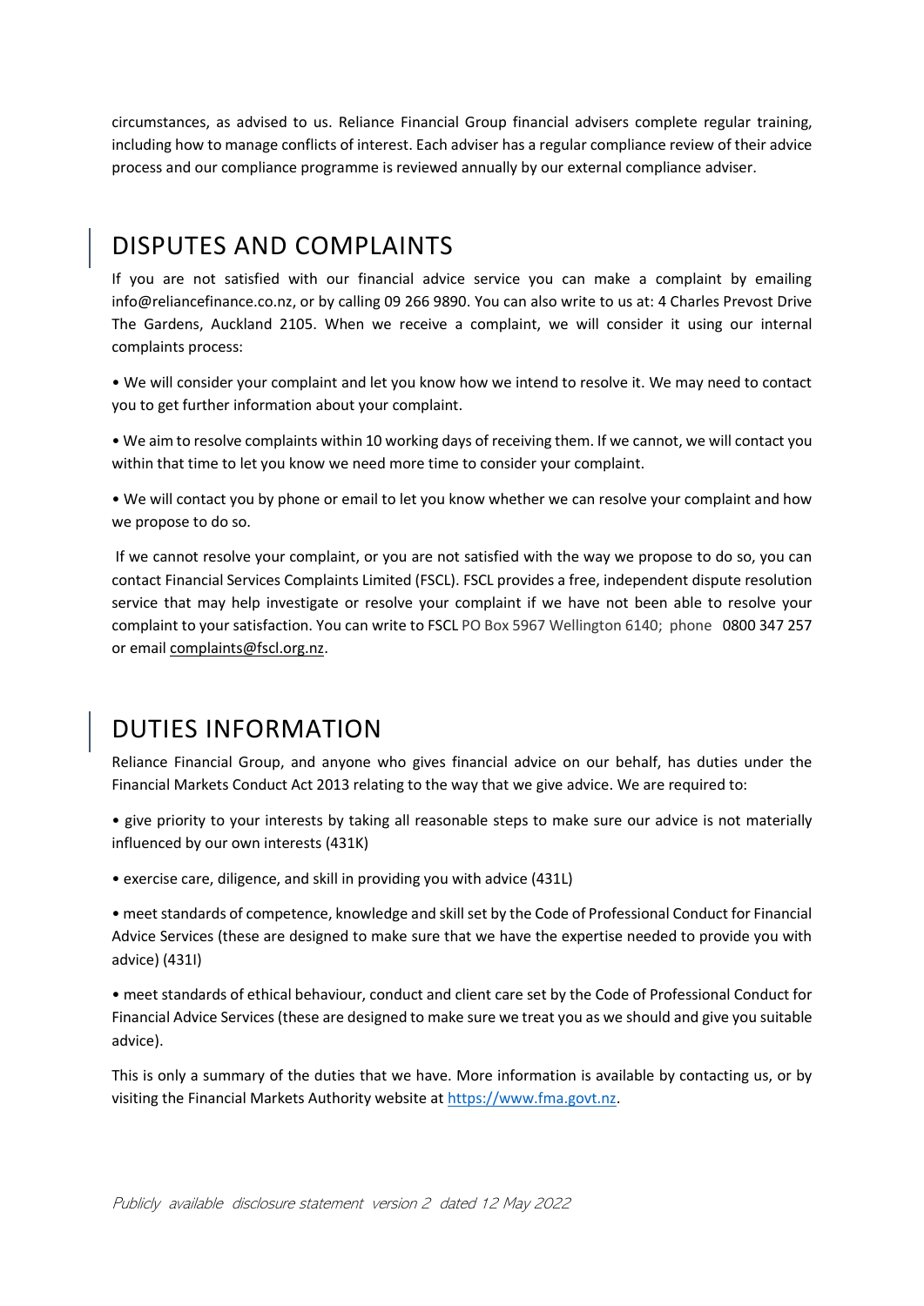circumstances, as advised to us. Reliance Financial Group financial advisers complete regular training, including how to manage conflicts of interest. Each adviser has a regular compliance review of their advice process and our compliance programme is reviewed annually by our external compliance adviser.

## DISPUTES AND COMPLAINTS

If you are not satisfied with our financial advice service you can make a complaint by emailing info@reliancefinance.co.nz, or by calling 09 266 9890. You can also write to us at: 4 Charles Prevost Drive The Gardens, Auckland 2105. When we receive a complaint, we will consider it using our internal complaints process:

• We will consider your complaint and let you know how we intend to resolve it. We may need to contact you to get further information about your complaint.

• We aim to resolve complaints within 10 working days of receiving them. If we cannot, we will contact you within that time to let you know we need more time to consider your complaint.

• We will contact you by phone or email to let you know whether we can resolve your complaint and how we propose to do so.

If we cannot resolve your complaint, or you are not satisfied with the way we propose to do so, you can contact Financial Services Complaints Limited (FSCL). FSCL provides a free, independent dispute resolution service that may help investigate or resolve your complaint if we have not been able to resolve your complaint to your satisfaction. You can write to FSCL PO Box 5967 Wellington 6140; phone 0800 347 257 or email complaints@fscl.org.nz.

## DUTIES INFORMATION

Reliance Financial Group, and anyone who gives financial advice on our behalf, has duties under the Financial Markets Conduct Act 2013 relating to the way that we give advice. We are required to:

• give priority to your interests by taking all reasonable steps to make sure our advice is not materially influenced by our own interests (431K)

• exercise care, diligence, and skill in providing you with advice (431L)

• meet standards of competence, knowledge and skill set by the Code of Professional Conduct for Financial Advice Services (these are designed to make sure that we have the expertise needed to provide you with advice) (431I)

• meet standards of ethical behaviour, conduct and client care set by the Code of Professional Conduct for Financial Advice Services (these are designed to make sure we treat you as we should and give you suitable advice).

This is only a summary of the duties that we have. More information is available by contacting us, or by visiting the Financial Markets Authority website at https://www.fma.govt.nz.

*Publicly available disclosure statement version 2 dated 12 May 2022*